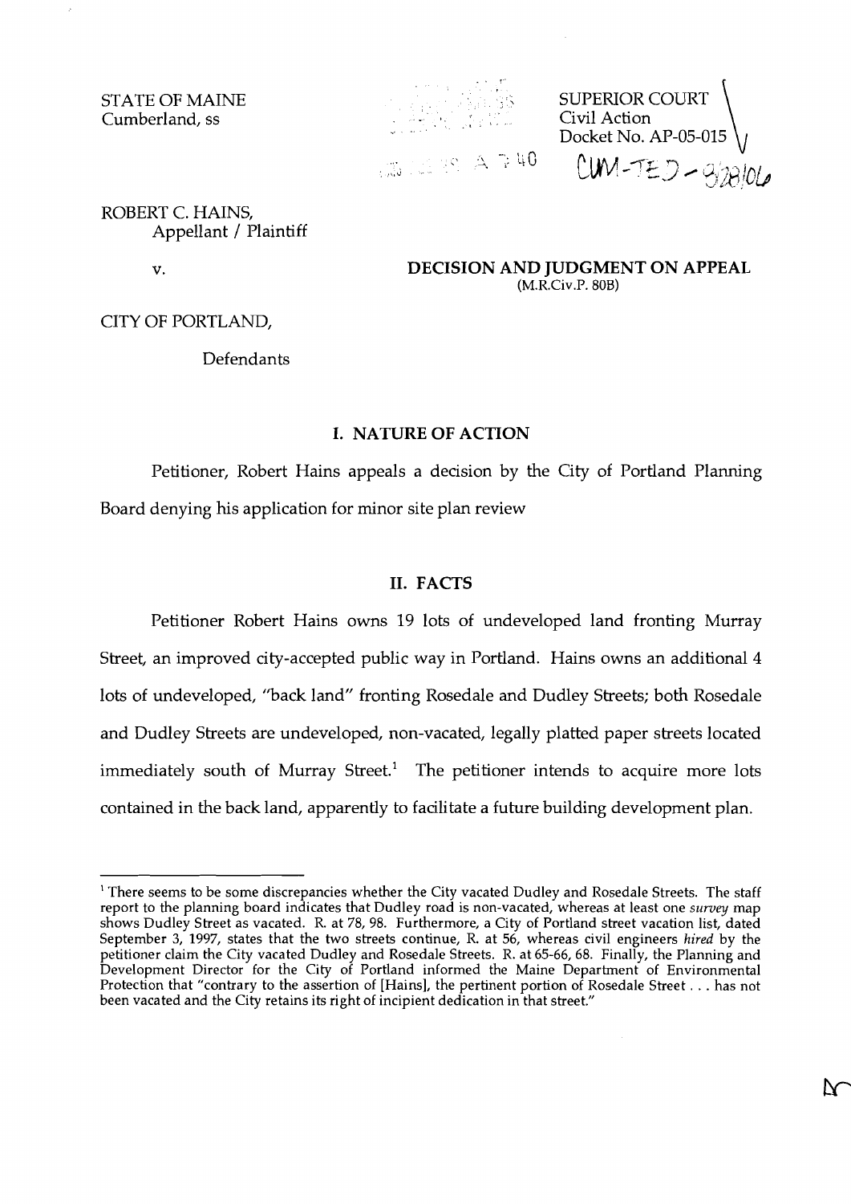STATE OF MAINE
Cumberland, ss

SUPERIOR COURT
Civil Action
Docket No. AP-05-015

CUM-TED - 3/28/06

ROBERT C. HAINS,
Appellant / Plaintiff

v.

**DECISION AND JUDGMENT ON APPEAL**
(M.R.Civ.P. 80B)

CITY OF PORTLAND,

Defendants

## I. NATURE OF ACTION

Petitioner, Robert Hains appeals a decision by the City of Portland Planning Board denying his application for minor site plan review

## II. FACTS

Petitioner Robert Hains owns 19 lots of undeveloped land fronting Murray Street, an improved city-accepted public way in Portland. Hains owns an additional 4 lots of undeveloped, "back land" fronting Rosedale and Dudley Streets; both Rosedale and Dudley Streets are undeveloped, non-vacated, legally platted paper streets located immediately south of Murray Street.[1] The petitioner intends to acquire more lots contained in the back land, apparently to facilitate a future building development plan.

[1] There seems to be some discrepancies whether the City vacated Dudley and Rosedale Streets. The staff report to the planning board indicates that Dudley road is non-vacated, whereas at least one *survey* map shows Dudley Street as vacated. R. at 78, 98. Furthermore, a City of Portland street vacation list, dated September 3, 1997, states that the two streets continue, R. at 56, whereas civil engineers *hired* by the petitioner claim the City vacated Dudley and Rosedale Streets. R. at 65-66, 68. Finally, the Planning and Development Director for the City of Portland informed the Maine Department of Environmental Protection that "contrary to the assertion of [Hains], the pertinent portion of Rosedale Street . . . has not been vacated and the City retains its right of incipient dedication in that street."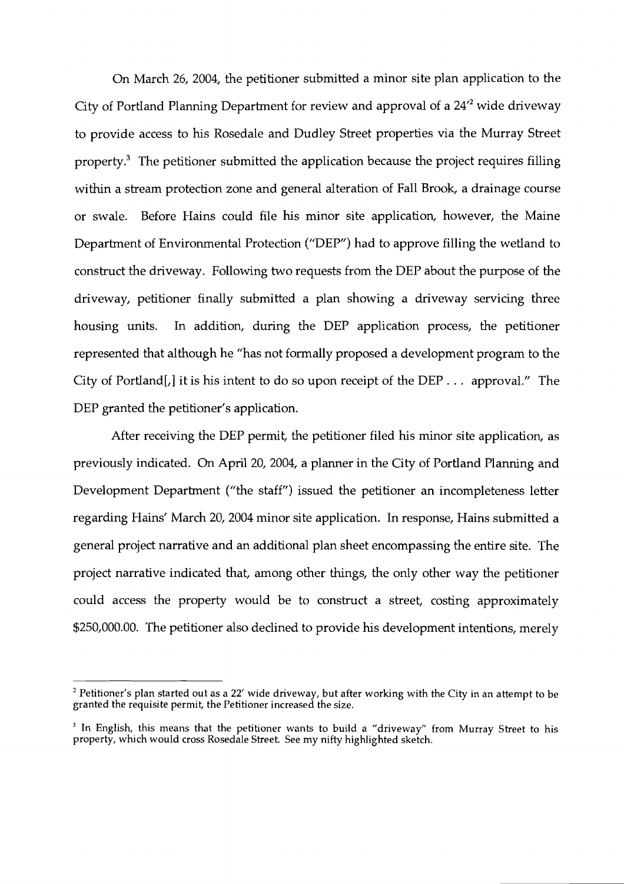On March 26, 2004, the petitioner submitted a minor site plan application to the City of Portland Planning Department for review and approval of a 24'[2] wide driveway to provide access to his Rosedale and Dudley Street properties via the Murray Street property.[3] The petitioner submitted the application because the project requires filling within a stream protection zone and general alteration of Fall Brook, a drainage course or swale. Before Hains could file his minor site application, however, the Maine Department of Environmental Protection ("DEP") had to approve filling the wetland to construct the driveway. Following two requests from the DEP about the purpose of the driveway, petitioner finally submitted a plan showing a driveway servicing three housing units. In addition, during the DEP application process, the petitioner represented that although he "has not formally proposed a development program to the City of Portland[,] it is his intent to do so upon receipt of the DEP . . . approval." The DEP granted the petitioner's application.

After receiving the DEP permit, the petitioner filed his minor site application, as previously indicated. On April 20, 2004, a planner in the City of Portland Planning and Development Department ("the staff") issued the petitioner an incompleteness letter regarding Hains' March 20, 2004 minor site application. In response, Hains submitted a general project narrative and an additional plan sheet encompassing the entire site. The project narrative indicated that, among other things, the only other way the petitioner could access the property would be to construct a street, costing approximately $250,000.00. The petitioner also declined to provide his development intentions, merely

---

[2] Petitioner's plan started out as a 22' wide driveway, but after working with the City in an attempt to be granted the requisite permit, the Petitioner increased the size.

[3] In English, this means that the petitioner wants to build a "driveway" from Murray Street to his property, which would cross Rosedale Street. See my nifty highlighted sketch.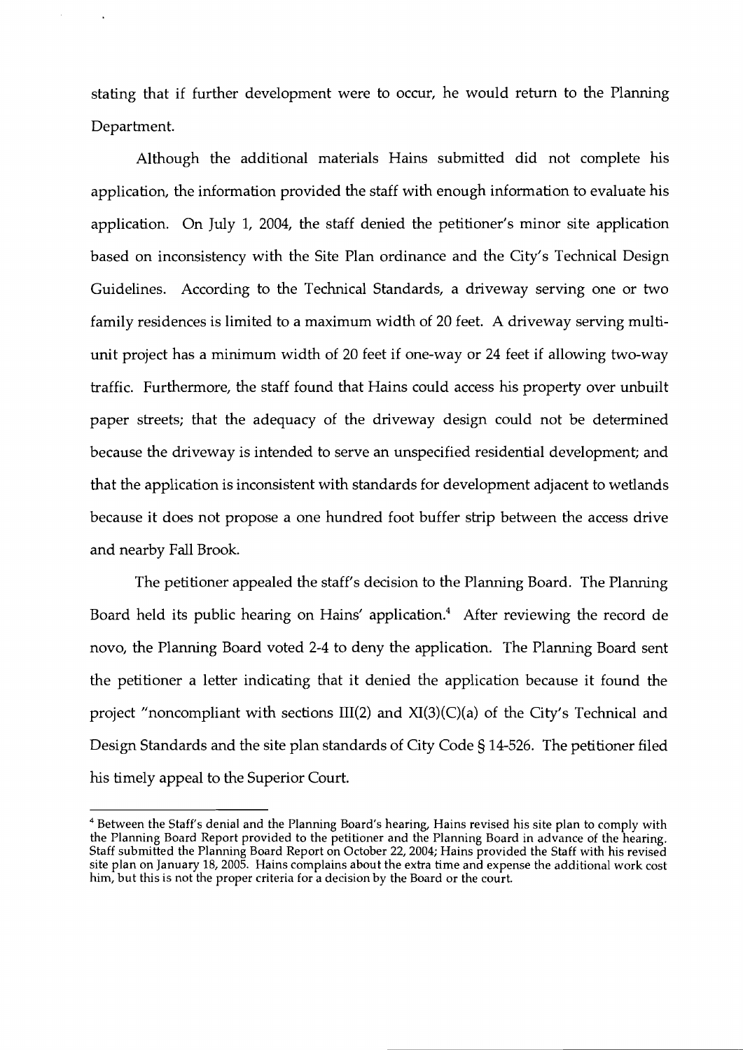stating that if further development were to occur, he would return to the Planning Department.

Although the additional materials Hains submitted did not complete his application, the information provided the staff with enough information to evaluate his application. On July 1, 2004, the staff denied the petitioner's minor site application based on inconsistency with the Site Plan ordinance and the City's Technical Design Guidelines. According to the Technical Standards, a driveway serving one or two family residences is limited to a maximum width of 20 feet. A driveway serving multi-unit project has a minimum width of 20 feet if one-way or 24 feet if allowing two-way traffic. Furthermore, the staff found that Hains could access his property over unbuilt paper streets; that the adequacy of the driveway design could not be determined because the driveway is intended to serve an unspecified residential development; and that the application is inconsistent with standards for development adjacent to wetlands because it does not propose a one hundred foot buffer strip between the access drive and nearby Fall Brook.

The petitioner appealed the staff's decision to the Planning Board. The Planning Board held its public hearing on Hains' application.[4] After reviewing the record de novo, the Planning Board voted 2-4 to deny the application. The Planning Board sent the petitioner a letter indicating that it denied the application because it found the project "noncompliant with sections III(2) and XI(3)(C)(a) of the City's Technical and Design Standards and the site plan standards of City Code § 14-526. The petitioner filed his timely appeal to the Superior Court.

---

[4] Between the Staff's denial and the Planning Board's hearing, Hains revised his site plan to comply with the Planning Board Report provided to the petitioner and the Planning Board in advance of the hearing. Staff submitted the Planning Board Report on October 22, 2004; Hains provided the Staff with his revised site plan on January 18, 2005. Hains complains about the extra time and expense the additional work cost him, but this is not the proper criteria for a decision by the Board or the court.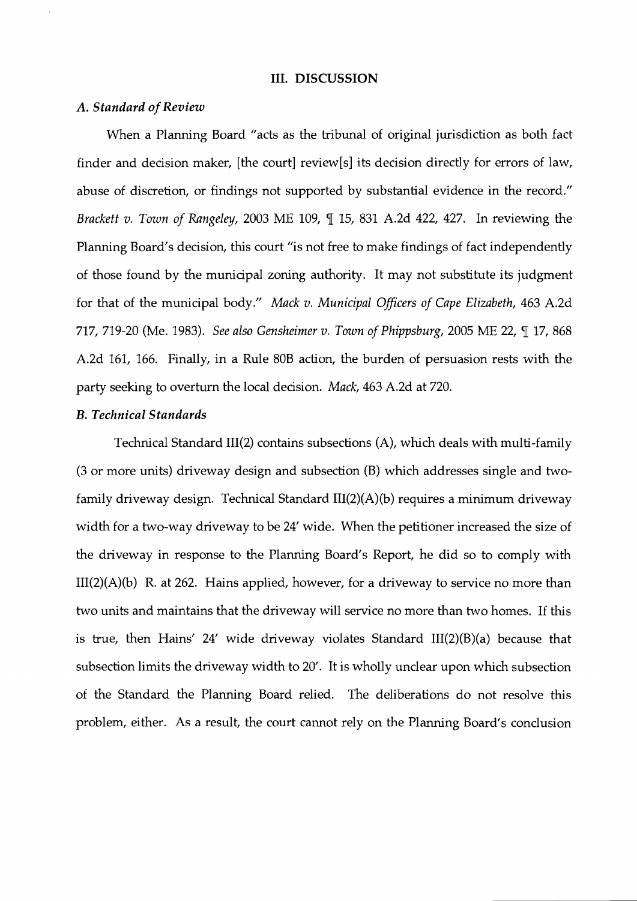## III. DISCUSSION

### *A. Standard of Review*

When a Planning Board "acts as the tribunal of original jurisdiction as both fact finder and decision maker, [the court] review[s] its decision directly for errors of law, abuse of discretion, or findings not supported by substantial evidence in the record." *Brackett v. Town of Rangeley*, 2003 ME 109, ¶ 15, 831 A.2d 422, 427. In reviewing the Planning Board's decision, this court "is not free to make findings of fact independently of those found by the municipal zoning authority. It may not substitute its judgment for that of the municipal body." *Mack v. Municipal Officers of Cape Elizabeth*, 463 A.2d 717, 719-20 (Me. 1983). *See also Gensheimer v. Town of Phippsburg*, 2005 ME 22, ¶ 17, 868 A.2d 161, 166. Finally, in a Rule 80B action, the burden of persuasion rests with the party seeking to overturn the local decision. *Mack*, 463 A.2d at 720.

### *B. Technical Standards*

Technical Standard III(2) contains subsections (A), which deals with multi-family (3 or more units) driveway design and subsection (B) which addresses single and two-family driveway design. Technical Standard III(2)(A)(b) requires a minimum driveway width for a two-way driveway to be 24' wide. When the petitioner increased the size of the driveway in response to the Planning Board's Report, he did so to comply with III(2)(A)(b) R. at 262. Hains applied, however, for a driveway to service no more than two units and maintains that the driveway will service no more than two homes. If this is true, then Hains' 24' wide driveway violates Standard III(2)(B)(a) because that subsection limits the driveway width to 20'. It is wholly unclear upon which subsection of the Standard the Planning Board relied. The deliberations do not resolve this problem, either. As a result, the court cannot rely on the Planning Board's conclusion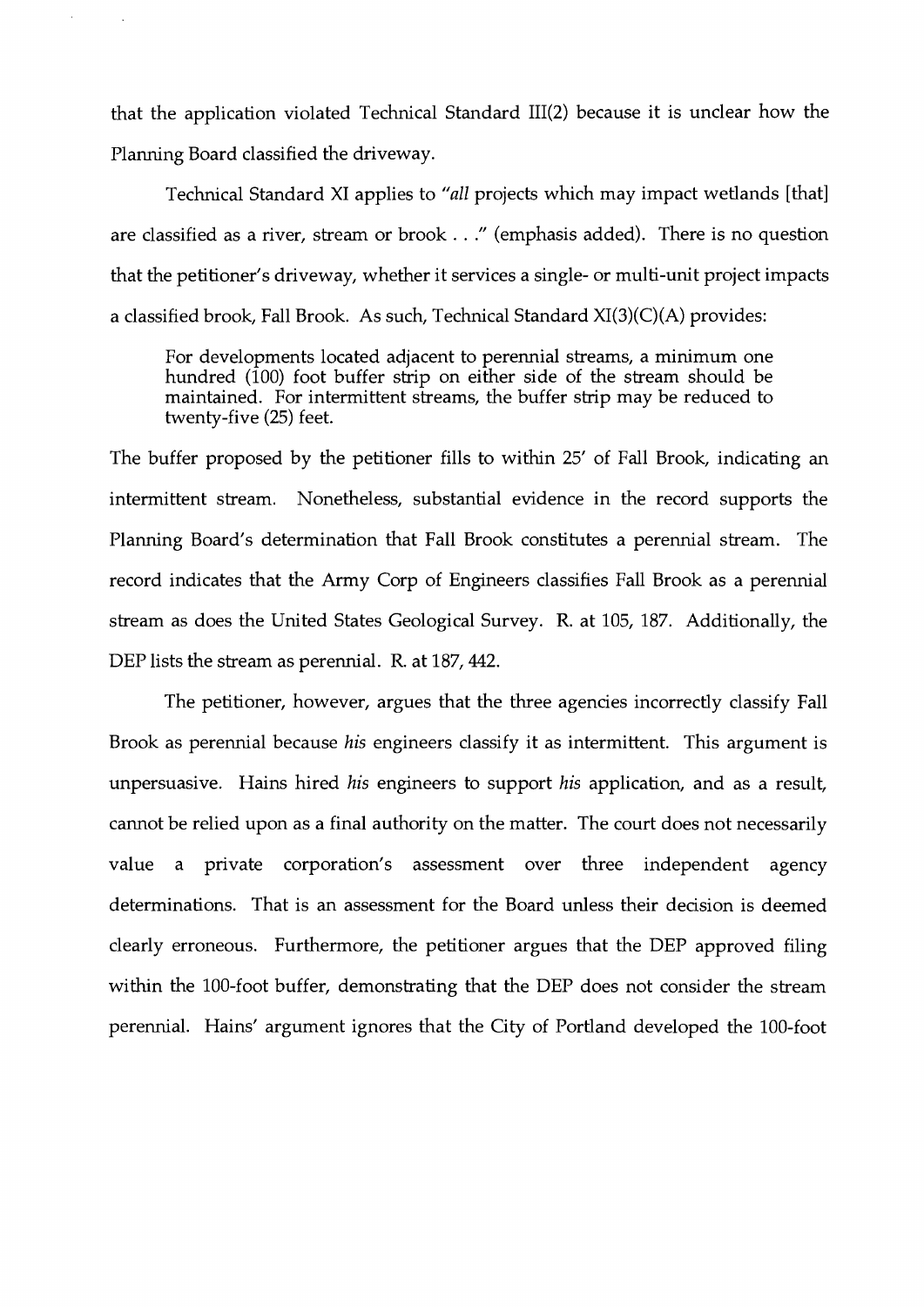that the application violated Technical Standard III(2) because it is unclear how the Planning Board classified the driveway.

Technical Standard XI applies to "*all* projects which may impact wetlands [that] are classified as a river, stream or brook . . ." (emphasis added). There is no question that the petitioner's driveway, whether it services a single- or multi-unit project impacts a classified brook, Fall Brook. As such, Technical Standard XI(3)(C)(A) provides:

> For developments located adjacent to perennial streams, a minimum one hundred (100) foot buffer strip on either side of the stream should be maintained. For intermittent streams, the buffer strip may be reduced to twenty-five (25) feet.

The buffer proposed by the petitioner fills to within 25' of Fall Brook, indicating an intermittent stream. Nonetheless, substantial evidence in the record supports the Planning Board's determination that Fall Brook constitutes a perennial stream. The record indicates that the Army Corp of Engineers classifies Fall Brook as a perennial stream as does the United States Geological Survey. R. at 105, 187. Additionally, the DEP lists the stream as perennial. R. at 187, 442.

The petitioner, however, argues that the three agencies incorrectly classify Fall Brook as perennial because *his* engineers classify it as intermittent. This argument is unpersuasive. Hains hired *his* engineers to support *his* application, and as a result, cannot be relied upon as a final authority on the matter. The court does not necessarily value a private corporation's assessment over three independent agency determinations. That is an assessment for the Board unless their decision is deemed clearly erroneous. Furthermore, the petitioner argues that the DEP approved filing within the 100-foot buffer, demonstrating that the DEP does not consider the stream perennial. Hains' argument ignores that the City of Portland developed the 100-foot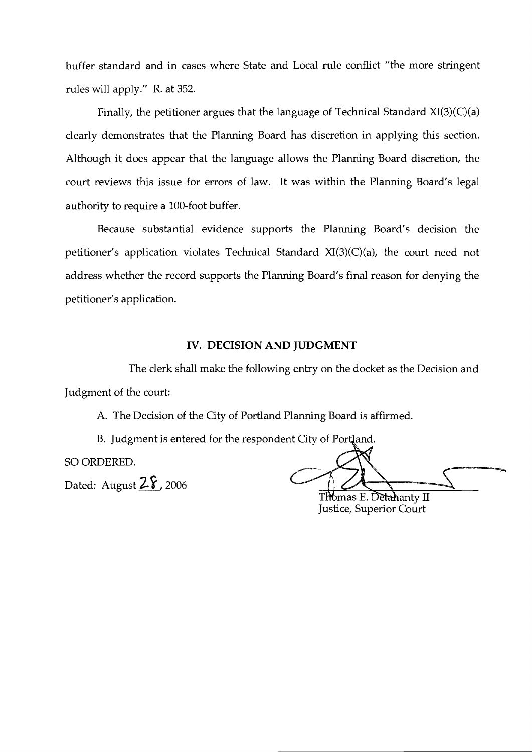buffer standard and in cases where State and Local rule conflict "the more stringent rules will apply." R. at 352.

Finally, the petitioner argues that the language of Technical Standard XI(3)(C)(a) clearly demonstrates that the Planning Board has discretion in applying this section. Although it does appear that the language allows the Planning Board discretion, the court reviews this issue for errors of law. It was within the Planning Board's legal authority to require a 100-foot buffer.

Because substantial evidence supports the Planning Board's decision the petitioner's application violates Technical Standard XI(3)(C)(a), the court need not address whether the record supports the Planning Board's final reason for denying the petitioner's application.

## IV. DECISION AND JUDGMENT

The clerk shall make the following entry on the docket as the Decision and Judgment of the court:

A. The Decision of the City of Portland Planning Board is affirmed.

B. Judgment is entered for the respondent City of Portland.

SO ORDERED.

Dated: August 28, 2006

Thomas E. Delahanty II
Justice, Superior Court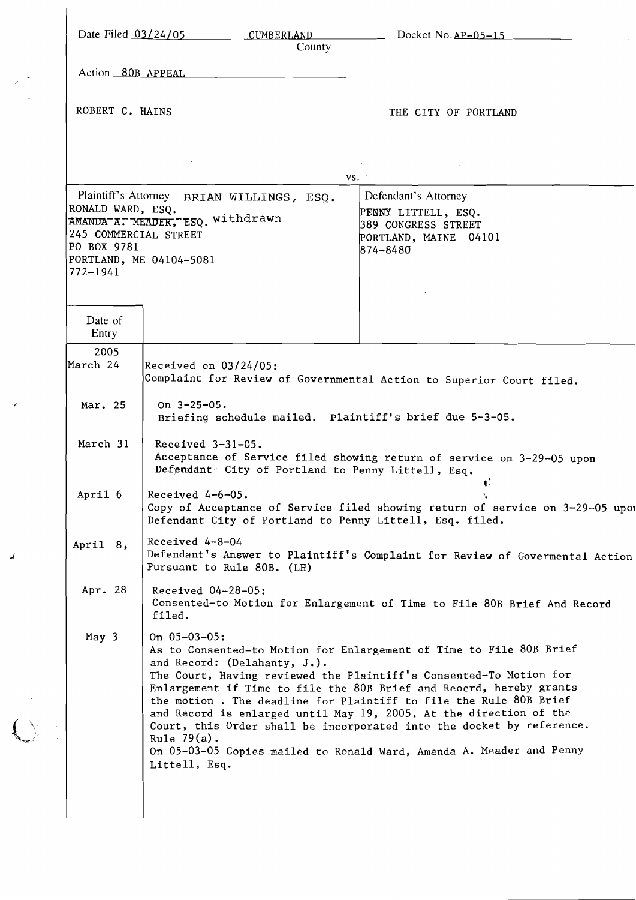Date Filed 03/24/05 CUMBERLAND County Docket No. AP-05-15

Action 80B APPEAL

ROBERT C. HAINS

vs.

THE CITY OF PORTLAND

| Plaintiff's Attorney | Defendant's Attorney |
|---|---|
| BRIAN WILLINGS, ESQ.<br>RONALD WARD, ESQ.<br>~~AMANDA A. MEADER, ESQ.~~ withdrawn<br>245 COMMERCIAL STREET<br>PO BOX 9781<br>PORTLAND, ME 04104-5081<br>772-1941 | PENNY LITTELL, ESQ.<br>389 CONGRESS STREET<br>PORTLAND, MAINE 04101<br>874-8480 |

| Date of Entry | |
|---|---|
| 2005<br>March 24 | Received on 03/24/05:<br>Complaint for Review of Governmental Action to Superior Court filed. |
| Mar. 25 | On 3-25-05.<br>Briefing schedule mailed. Plaintiff's brief due 5-3-05. |
| March 31 | Received 3-31-05.<br>Acceptance of Service filed showing return of service on 3-29-05 upon Defendant City of Portland to Penny Littell, Esq. |
| April 6 | Received 4-6-05.<br>Copy of Acceptance of Service filed showing return of service on 3-29-05 upon Defendant City of Portland to Penny Littell, Esq. filed. |
| April 8, | Received 4-8-04<br>Defendant's Answer to Plaintiff's Complaint for Review of Govermental Action Pursuant to Rule 80B. (LH) |
| Apr. 28 | Received 04-28-05:<br>Consented-to Motion for Enlargement of Time to File 80B Brief And Record filed. |
| May 3 | On 05-03-05:<br>As to Consented-to Motion for Enlargement of Time to File 80B Brief and Record: (Delahanty, J.).<br>The Court, Having reviewed the Plaintiff's Consented-To Motion for Enlargement if Time to file the 80B Brief and Reocrd, hereby grants the motion . The deadline for Plaintiff to file the Rule 80B Brief and Record is enlarged until May 19, 2005. At the direction of the Court, this Order shall be incorporated into the docket by reference. Rule 79(a).<br>On 05-03-05 Copies mailed to Ronald Ward, Amanda A. Meader and Penny Littell, Esq. |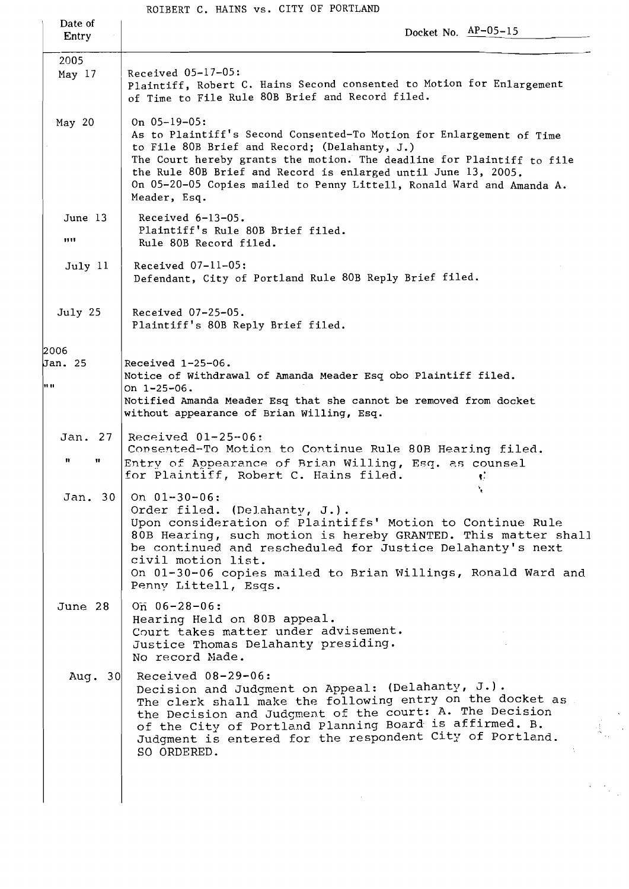ROIBERT C. HAINS vs. CITY OF PORTLAND

| Date of Entry | Docket No. AP-05-15 |
|---|---|
| 2005 May 17 | Received 05-17-05: Plaintiff, Robert C. Hains Second consented to Motion for Enlargement of Time to File Rule 80B Brief and Record filed. |
| May 20 | On 05-19-05: As to Plaintiff's Second Consented-To Motion for Enlargement of Time to File 80B Brief and Record; (Delahanty, J.) The Court hereby grants the motion. The deadline for Plaintiff to file the Rule 80B Brief and Record is enlarged until June 13, 2005. On 05-20-05 Copies mailed to Penny Littell, Ronald Ward and Amanda A. Meader, Esq. |
| June 13 | Received 6-13-05. Plaintiff's Rule 80B Brief filed. |
| "" | Rule 80B Record filed. |
| July 11 | Received 07-11-05: Defendant, City of Portland Rule 80B Reply Brief filed. |
| July 25 | Received 07-25-05. Plaintiff's 80B Reply Brief filed. |
| 2006 Jan. 25 | Received 1-25-06. Notice of Withdrawal of Amanda Meader Esq obo Plaintiff filed. |
| "" | On 1-25-06. Notified Amanda Meader Esq that she cannot be removed from docket without appearance of Brian Willing, Esq. |
| Jan. 27 | Received 01-25-06: Consented-To Motion to Continue Rule 80B Hearing filed. |
| " " | Entry of Appearance of Brian Willing, Esq. as counsel for Plaintiff, Robert C. Hains filed. |
| Jan. 30 | On 01-30-06: Order filed. (Delahanty, J.). Upon consideration of Plaintiffs' Motion to Continue Rule 80B Hearing, such motion is hereby GRANTED. This matter shall be continued and rescheduled for Justice Delahanty's next civil motion list. On 01-30-06 copies mailed to Brian Willings, Ronald Ward and Penny Littell, Esqs. |
| June 28 | On 06-28-06: Hearing Held on 80B appeal. Court takes matter under advisement. Justice Thomas Delahanty presiding. No record Made. |
| Aug. 30 | Received 08-29-06: Decision and Judgment on Appeal: (Delahanty, J.). The clerk shall make the following entry on the docket as the Decision and Judgment of the court: A. The Decision of the City of Portland Planning Board is affirmed. B. Judgment is entered for the respondent City of Portland. SO ORDERED. |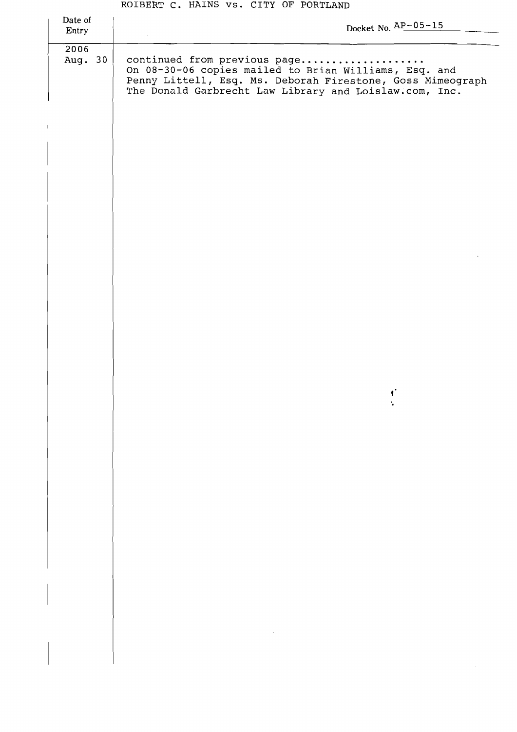ROIBERT C. HAINS vs. CITY OF PORTLAND

| Date of Entry | Docket No. AP-05-15 |
| --- | --- |
| 2006 Aug. 30 | continued from previous page.................. On 08-30-06 copies mailed to Brian Williams, Esq. and Penny Littell, Esq. Ms. Deborah Firestone, Goss Mimeograph The Donald Garbrecht Law Library and Loislaw.com, Inc. |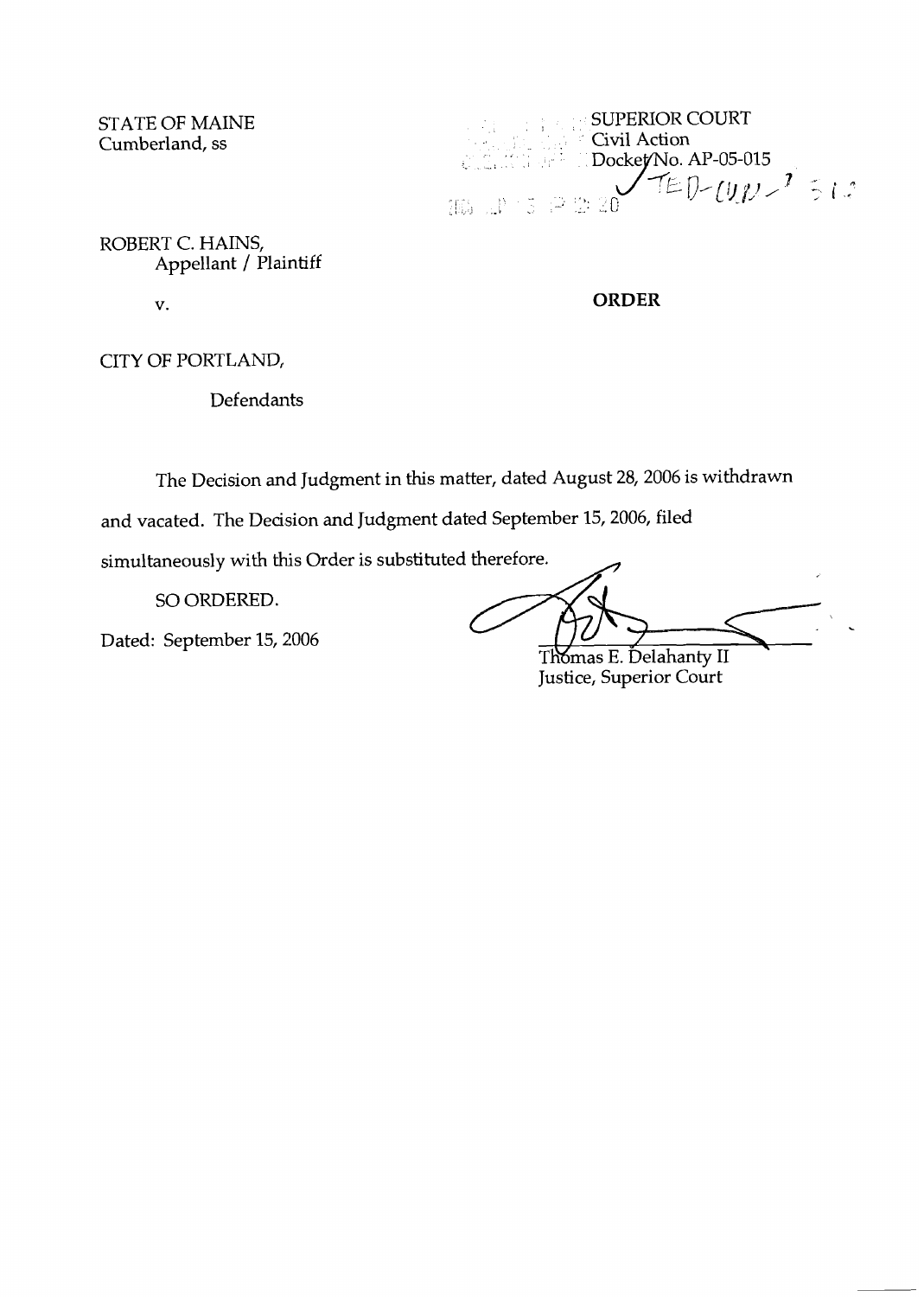STATE OF MAINE
Cumberland, ss

SUPERIOR COURT
Civil Action
Docket No. AP-05-015
TED-CUM-7-5/2

ROBERT C. HAINS,
Appellant / Plaintiff

v.

**ORDER**

CITY OF PORTLAND,

Defendants

The Decision and Judgment in this matter, dated August 28, 2006 is withdrawn and vacated. The Decision and Judgment dated September 15, 2006, filed simultaneously with this Order is substituted therefore.

SO ORDERED.

Dated: September 15, 2006

Thomas E. Delahanty II
Justice, Superior Court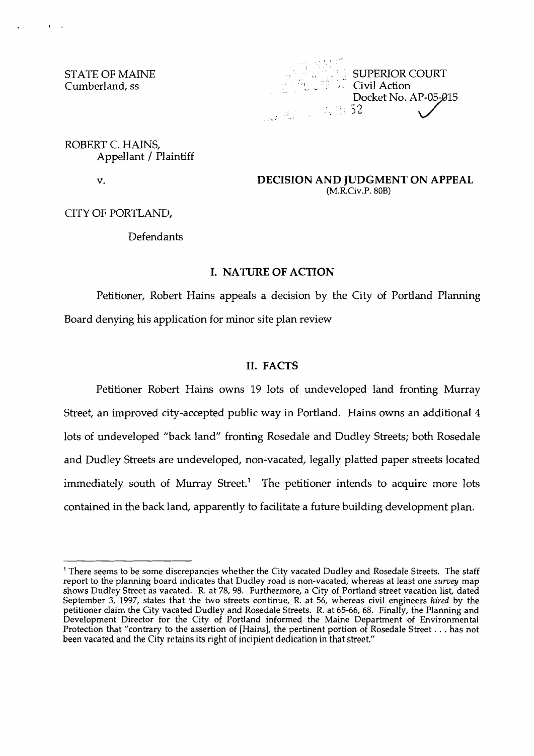STATE OF MAINE
Cumberland, ss

SUPERIOR COURT
Civil Action
Docket No. AP-05-015

ROBERT C. HAINS,
Appellant / Plaintiff

v.

**DECISION AND JUDGMENT ON APPEAL**
(M.R.Civ.P. 80B)

CITY OF PORTLAND,

Defendants

## I. NATURE OF ACTION

Petitioner, Robert Hains appeals a decision by the City of Portland Planning Board denying his application for minor site plan review

## II. FACTS

Petitioner Robert Hains owns 19 lots of undeveloped land fronting Murray Street, an improved city-accepted public way in Portland. Hains owns an additional 4 lots of undeveloped "back land" fronting Rosedale and Dudley Streets; both Rosedale and Dudley Streets are undeveloped, non-vacated, legally platted paper streets located immediately south of Murray Street.[1] The petitioner intends to acquire more lots contained in the back land, apparently to facilitate a future building development plan.

---

[1] There seems to be some discrepancies whether the City vacated Dudley and Rosedale Streets. The staff report to the planning board indicates that Dudley road is non-vacated, whereas at least one *survey* map shows Dudley Street as vacated. R. at 78, 98. Furthermore, a City of Portland street vacation list, dated September 3, 1997, states that the two streets continue, R. at 56, whereas civil engineers *hired* by the petitioner claim the City vacated Dudley and Rosedale Streets. R. at 65-66, 68. Finally, the Planning and Development Director for the City of Portland informed the Maine Department of Environmental Protection that "contrary to the assertion of [Hains], the pertinent portion of Rosedale Street . . . has not been vacated and the City retains its right of incipient dedication in that street."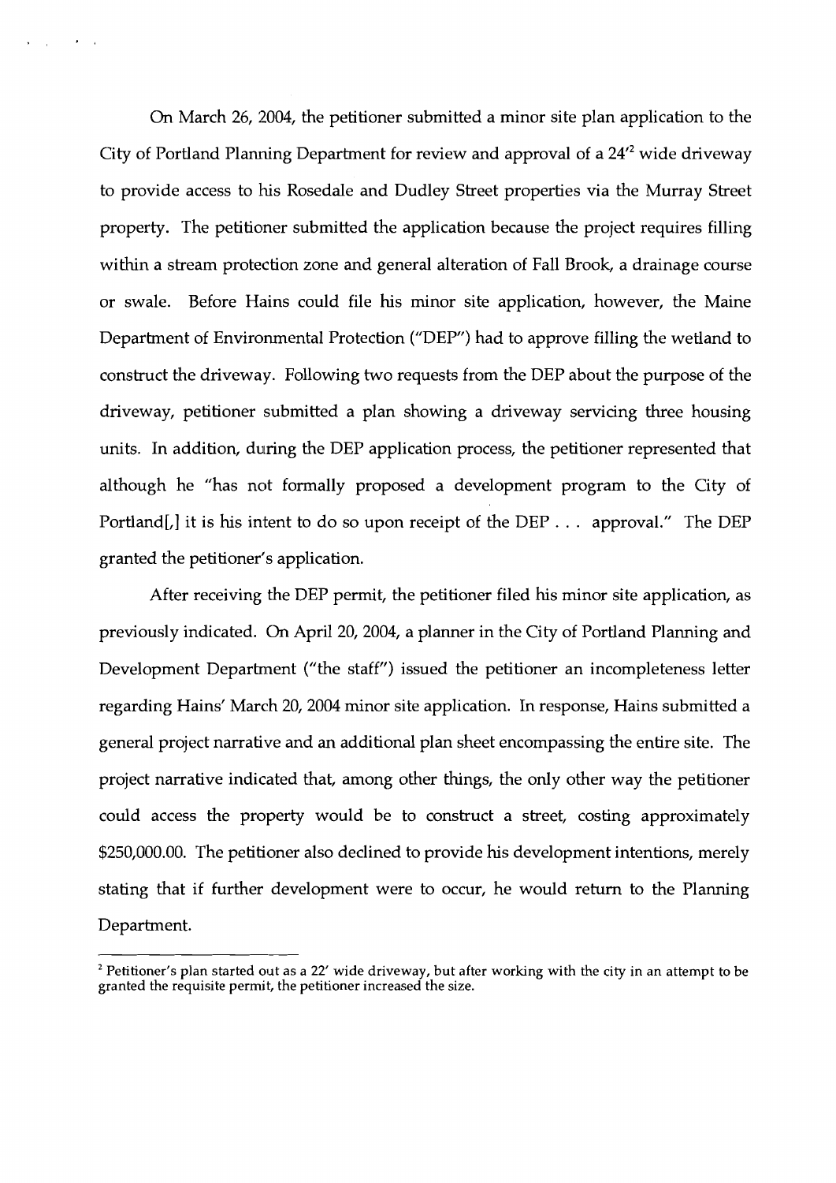On March 26, 2004, the petitioner submitted a minor site plan application to the City of Portland Planning Department for review and approval of a 24'[2] wide driveway to provide access to his Rosedale and Dudley Street properties via the Murray Street property. The petitioner submitted the application because the project requires filling within a stream protection zone and general alteration of Fall Brook, a drainage course or swale. Before Hains could file his minor site application, however, the Maine Department of Environmental Protection ("DEP") had to approve filling the wetland to construct the driveway. Following two requests from the DEP about the purpose of the driveway, petitioner submitted a plan showing a driveway servicing three housing units. In addition, during the DEP application process, the petitioner represented that although he "has not formally proposed a development program to the City of Portland[,] it is his intent to do so upon receipt of the DEP . . . approval." The DEP granted the petitioner's application.

After receiving the DEP permit, the petitioner filed his minor site application, as previously indicated. On April 20, 2004, a planner in the City of Portland Planning and Development Department ("the staff") issued the petitioner an incompleteness letter regarding Hains' March 20, 2004 minor site application. In response, Hains submitted a general project narrative and an additional plan sheet encompassing the entire site. The project narrative indicated that, among other things, the only other way the petitioner could access the property would be to construct a street, costing approximately $250,000.00. The petitioner also declined to provide his development intentions, merely stating that if further development were to occur, he would return to the Planning Department.

---

[2] Petitioner's plan started out as a 22' wide driveway, but after working with the city in an attempt to be granted the requisite permit, the petitioner increased the size.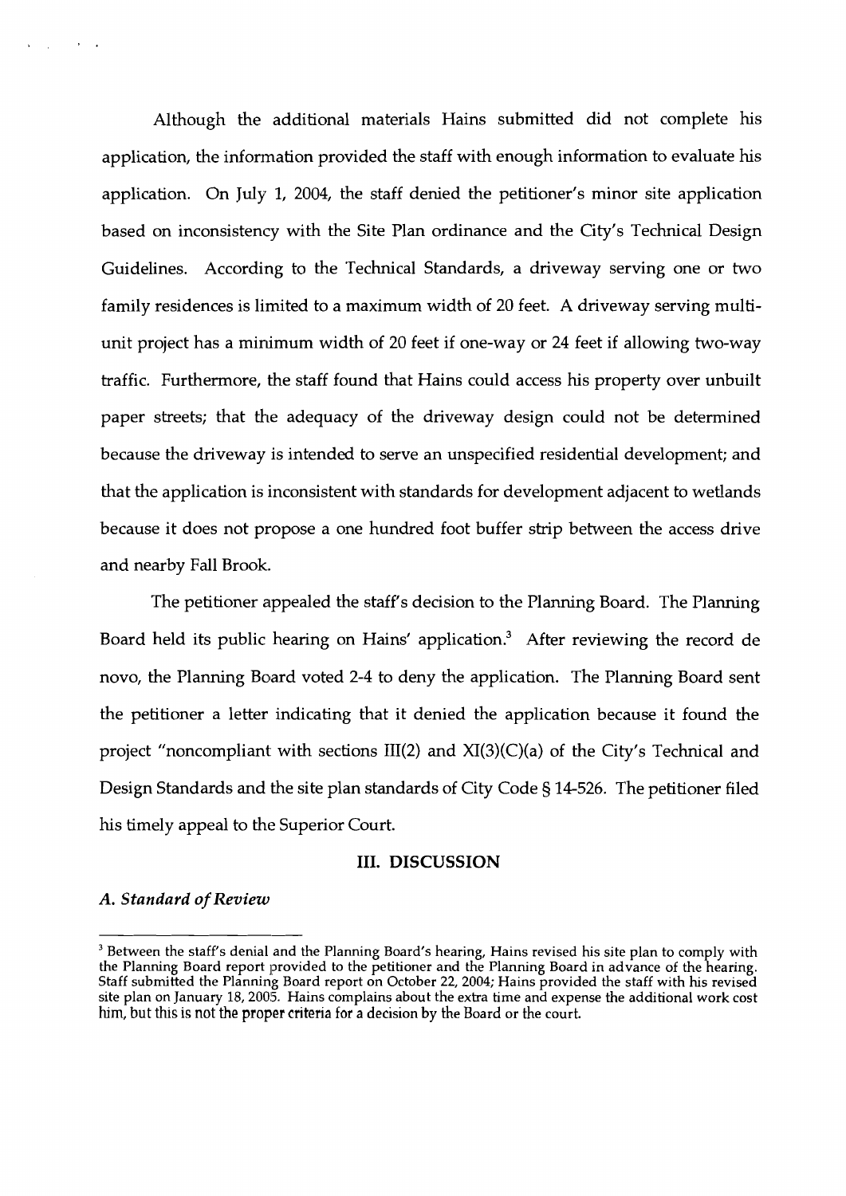Although the additional materials Hains submitted did not complete his application, the information provided the staff with enough information to evaluate his application. On July 1, 2004, the staff denied the petitioner's minor site application based on inconsistency with the Site Plan ordinance and the City's Technical Design Guidelines. According to the Technical Standards, a driveway serving one or two family residences is limited to a maximum width of 20 feet. A driveway serving multi-unit project has a minimum width of 20 feet if one-way or 24 feet if allowing two-way traffic. Furthermore, the staff found that Hains could access his property over unbuilt paper streets; that the adequacy of the driveway design could not be determined because the driveway is intended to serve an unspecified residential development; and that the application is inconsistent with standards for development adjacent to wetlands because it does not propose a one hundred foot buffer strip between the access drive and nearby Fall Brook.

The petitioner appealed the staff's decision to the Planning Board. The Planning Board held its public hearing on Hains' application.[3] After reviewing the record de novo, the Planning Board voted 2-4 to deny the application. The Planning Board sent the petitioner a letter indicating that it denied the application because it found the project "noncompliant with sections III(2) and XI(3)(C)(a) of the City's Technical and Design Standards and the site plan standards of City Code § 14-526. The petitioner filed his timely appeal to the Superior Court.

## III. DISCUSSION

### *A. Standard of Review*

---

[3] Between the staff's denial and the Planning Board's hearing, Hains revised his site plan to comply with the Planning Board report provided to the petitioner and the Planning Board in advance of the hearing. Staff submitted the Planning Board report on October 22, 2004; Hains provided the staff with his revised site plan on January 18, 2005. Hains complains about the extra time and expense the additional work cost him, but this is not the proper criteria for a decision by the Board or the court.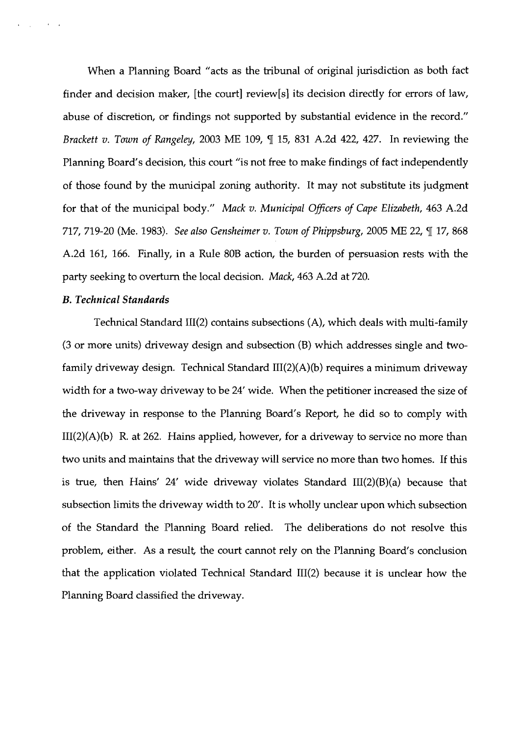When a Planning Board "acts as the tribunal of original jurisdiction as both fact finder and decision maker, [the court] review[s] its decision directly for errors of law, abuse of discretion, or findings not supported by substantial evidence in the record." *Brackett v. Town of Rangeley*, 2003 ME 109, ¶ 15, 831 A.2d 422, 427. In reviewing the Planning Board's decision, this court "is not free to make findings of fact independently of those found by the municipal zoning authority. It may not substitute its judgment for that of the municipal body." *Mack v. Municipal Officers of Cape Elizabeth*, 463 A.2d 717, 719-20 (Me. 1983). *See also Gensheimer v. Town of Phippsburg*, 2005 ME 22, ¶ 17, 868 A.2d 161, 166. Finally, in a Rule 80B action, the burden of persuasion rests with the party seeking to overturn the local decision. *Mack*, 463 A.2d at 720.

### *B. Technical Standards*

Technical Standard III(2) contains subsections (A), which deals with multi-family (3 or more units) driveway design and subsection (B) which addresses single and two-family driveway design. Technical Standard III(2)(A)(b) requires a minimum driveway width for a two-way driveway to be 24' wide. When the petitioner increased the size of the driveway in response to the Planning Board's Report, he did so to comply with III(2)(A)(b) R. at 262. Hains applied, however, for a driveway to service no more than two units and maintains that the driveway will service no more than two homes. If this is true, then Hains' 24' wide driveway violates Standard III(2)(B)(a) because that subsection limits the driveway width to 20'. It is wholly unclear upon which subsection of the Standard the Planning Board relied. The deliberations do not resolve this problem, either. As a result, the court cannot rely on the Planning Board's conclusion that the application violated Technical Standard III(2) because it is unclear how the Planning Board classified the driveway.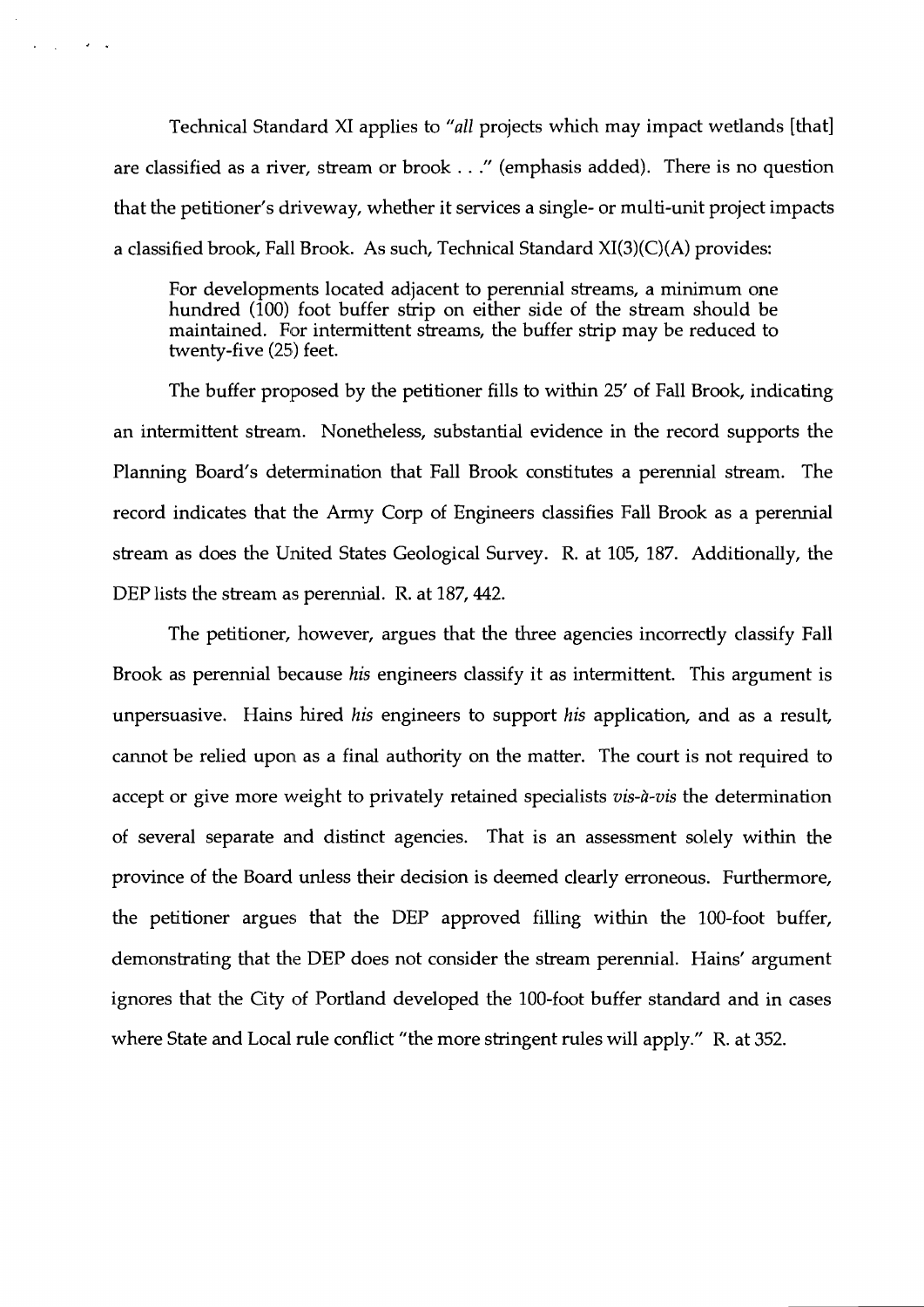Technical Standard XI applies to "*all* projects which may impact wetlands [that] are classified as a river, stream or brook . . ." (emphasis added). There is no question that the petitioner's driveway, whether it services a single- or multi-unit project impacts a classified brook, Fall Brook. As such, Technical Standard XI(3)(C)(A) provides:

> For developments located adjacent to perennial streams, a minimum one hundred (100) foot buffer strip on either side of the stream should be maintained. For intermittent streams, the buffer strip may be reduced to twenty-five (25) feet.

The buffer proposed by the petitioner fills to within 25' of Fall Brook, indicating an intermittent stream. Nonetheless, substantial evidence in the record supports the Planning Board's determination that Fall Brook constitutes a perennial stream. The record indicates that the Army Corp of Engineers classifies Fall Brook as a perennial stream as does the United States Geological Survey. R. at 105, 187. Additionally, the DEP lists the stream as perennial. R. at 187, 442.

The petitioner, however, argues that the three agencies incorrectly classify Fall Brook as perennial because *his* engineers classify it as intermittent. This argument is unpersuasive. Hains hired *his* engineers to support *his* application, and as a result, cannot be relied upon as a final authority on the matter. The court is not required to accept or give more weight to privately retained specialists *vis-à-vis* the determination of several separate and distinct agencies. That is an assessment solely within the province of the Board unless their decision is deemed clearly erroneous. Furthermore, the petitioner argues that the DEP approved filling within the 100-foot buffer, demonstrating that the DEP does not consider the stream perennial. Hains' argument ignores that the City of Portland developed the 100-foot buffer standard and in cases where State and Local rule conflict "the more stringent rules will apply." R. at 352.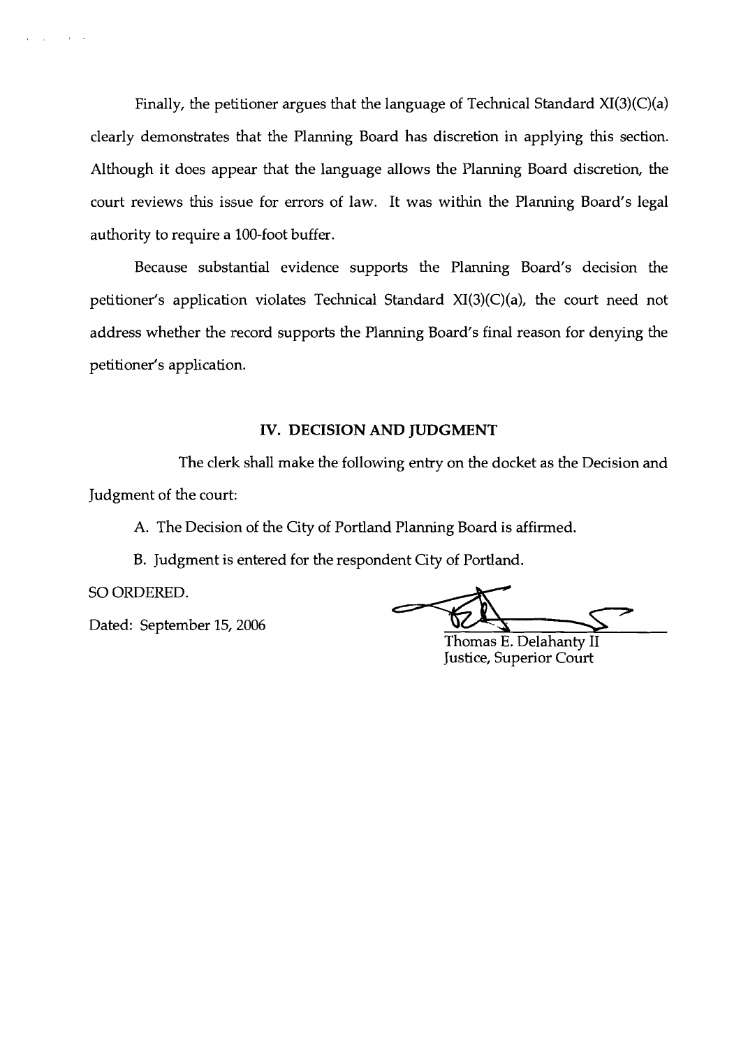Finally, the petitioner argues that the language of Technical Standard XI(3)(C)(a) clearly demonstrates that the Planning Board has discretion in applying this section. Although it does appear that the language allows the Planning Board discretion, the court reviews this issue for errors of law. It was within the Planning Board's legal authority to require a 100-foot buffer.

Because substantial evidence supports the Planning Board's decision the petitioner's application violates Technical Standard XI(3)(C)(a), the court need not address whether the record supports the Planning Board's final reason for denying the petitioner's application.

## IV. DECISION AND JUDGMENT

The clerk shall make the following entry on the docket as the Decision and Judgment of the court:

A. The Decision of the City of Portland Planning Board is affirmed.

B. Judgment is entered for the respondent City of Portland.

SO ORDERED.

Dated: September 15, 2006

Thomas E. Delahanty II
Justice, Superior Court